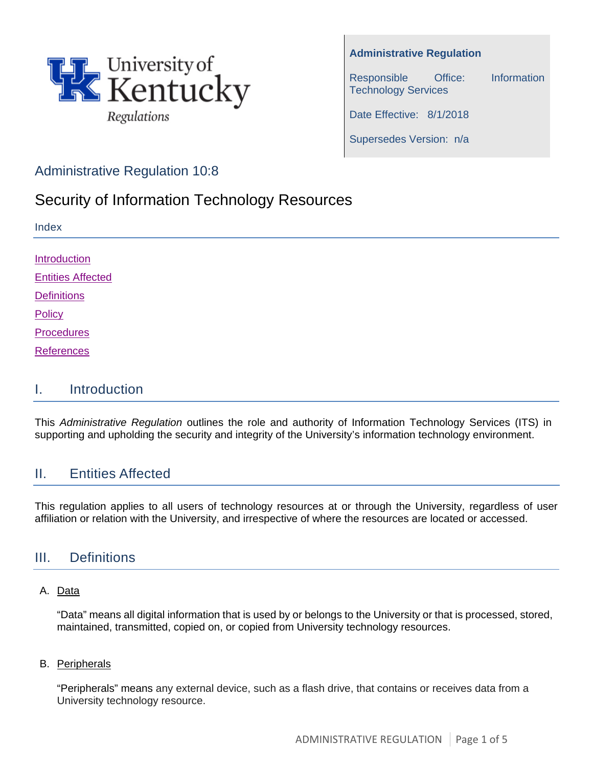University of Kentucky Regulations

**Administrative Regulation**

Responsible Office: Information Technology Services

Date Effective: 8/1/2018

Supersedes Version: n/a

## Administrative Regulation 10:8

# Security of Information Technology Resources

Index

Introduction

Entities Affected

Definitions

Policy

Procedures

References

## I. Introduction

This *Administrative Regulation* outlines the role and authority of Information Technology Services (ITS) in supporting and upholding the security and integrity of the University's information technology environment.

## II. Entities Affected

This regulation applies to all users of technology resources at or through the University, regardless of user affiliation or relation with the University, and irrespective of where the resources are located or accessed.

## III. Definitions

A. Data

"Data" means all digital information that is used by or belongs to the University or that is processed, stored, maintained, transmitted, copied on, or copied from University technology resources.

B. Peripherals

"Peripherals" means any external device, such as a flash drive, that contains or receives data from a University technology resource.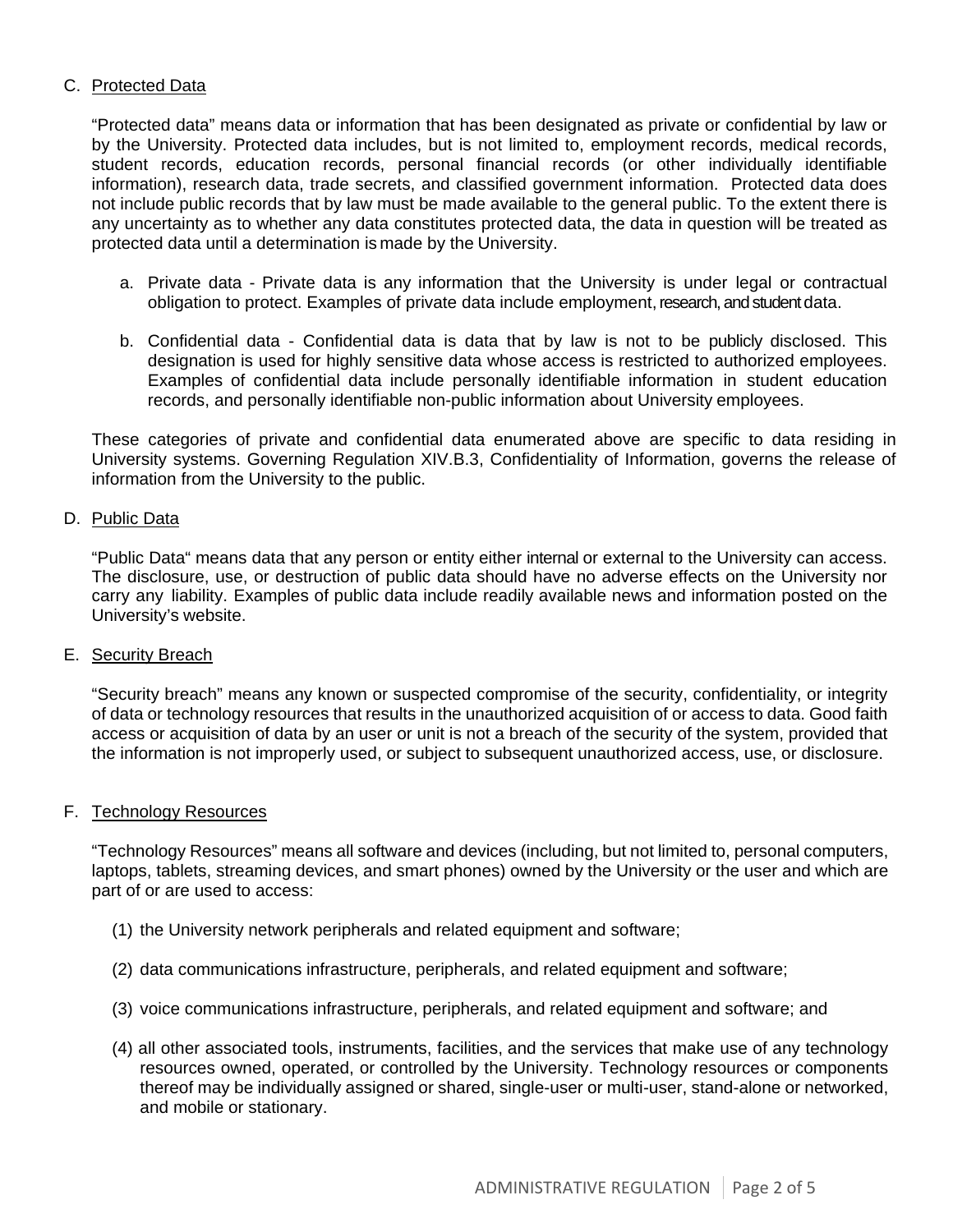C. Protected Data

"Protected data" means data or information that has been designated as private or confidential by law or by the University. Protected data includes, but is not limited to, employment records, medical records, student records, education records, personal financial records (or other individually identifiable information), research data, trade secrets, and classified government information. Protected data does not include public records that by law must be made available to the general public. To the extent there is any uncertainty as to whether any data constitutes protected data, the data in question will be treated as protected data until a determination is made by the University.

a. Private data - Private data is any information that the University is under legal or contractual obligation to protect. Examples of private data include employment, research, and student data.

b. Confidential data - Confidential data is data that by law is not to be publicly disclosed. This designation is used for highly sensitive data whose access is restricted to authorized employees. Examples of confidential data include personally identifiable information in student education records, and personally identifiable non-public information about University employees.

These categories of private and confidential data enumerated above are specific to data residing in University systems. Governing Regulation XIV.B.3, Confidentiality of Information, governs the release of information from the University to the public.

D. Public Data

"Public Data" means data that any person or entity either internal or external to the University can access. The disclosure, use, or destruction of public data should have no adverse effects on the University nor carry any liability. Examples of public data include readily available news and information posted on the University's website.

E. Security Breach

"Security breach" means any known or suspected compromise of the security, confidentiality, or integrity of data or technology resources that results in the unauthorized acquisition of or access to data. Good faith access or acquisition of data by an user or unit is not a breach of the security of the system, provided that the information is not improperly used, or subject to subsequent unauthorized access, use, or disclosure.

F. Technology Resources

"Technology Resources" means all software and devices (including, but not limited to, personal computers, laptops, tablets, streaming devices, and smart phones) owned by the University or the user and which are part of or are used to access:

(1) the University network peripherals and related equipment and software;

(2) data communications infrastructure, peripherals, and related equipment and software;

(3) voice communications infrastructure, peripherals, and related equipment and software; and

(4) all other associated tools, instruments, facilities, and the services that make use of any technology resources owned, operated, or controlled by the University. Technology resources or components thereof may be individually assigned or shared, single-user or multi-user, stand-alone or networked, and mobile or stationary.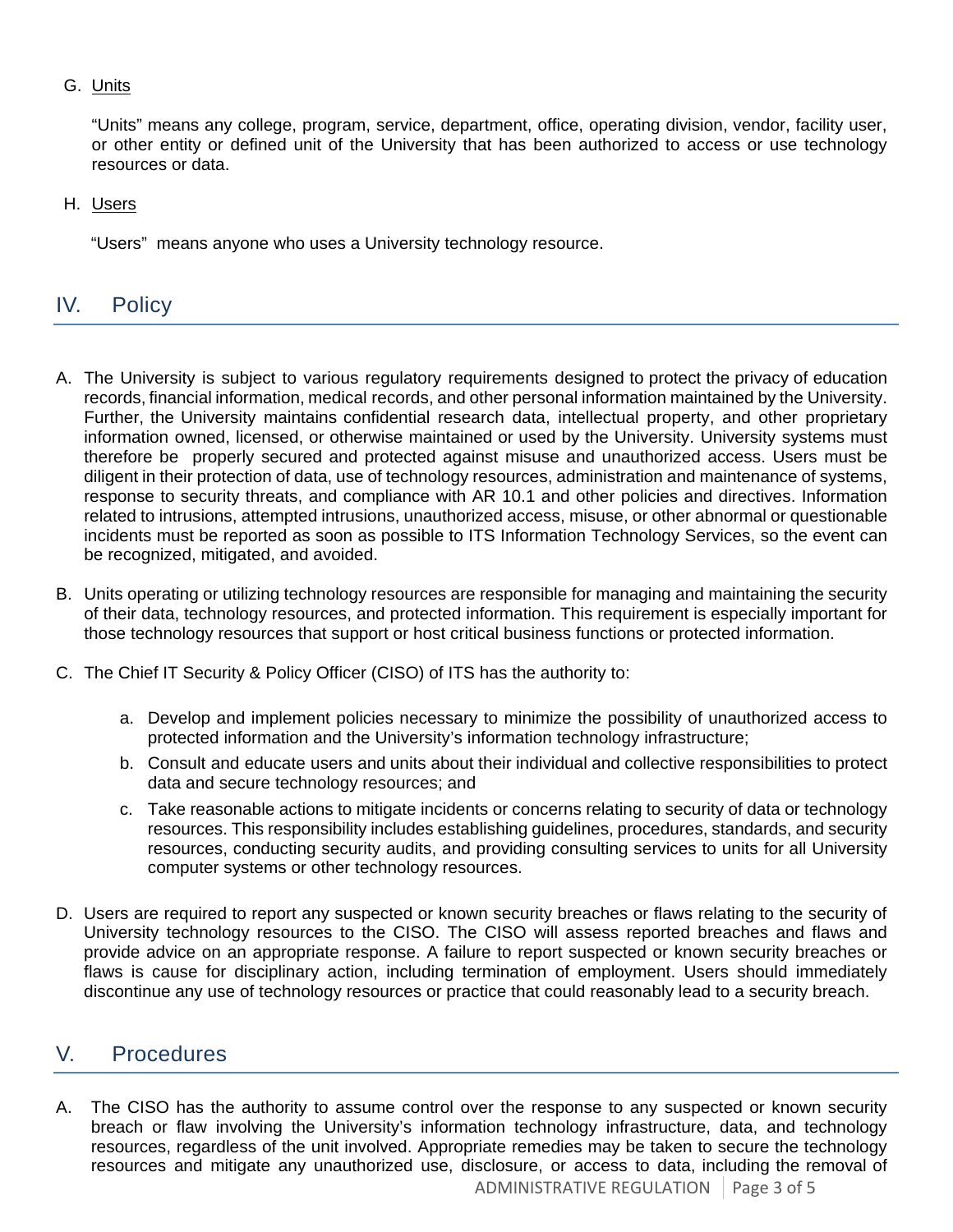G. Units

"Units" means any college, program, service, department, office, operating division, vendor, facility user, or other entity or defined unit of the University that has been authorized to access or use technology resources or data.

H. Users

"Users" means anyone who uses a University technology resource.

## IV. Policy

A. The University is subject to various regulatory requirements designed to protect the privacy of education records, financial information, medical records, and other personal information maintained by the University. Further, the University maintains confidential research data, intellectual property, and other proprietary information owned, licensed, or otherwise maintained or used by the University. University systems must therefore be properly secured and protected against misuse and unauthorized access. Users must be diligent in their protection of data, use of technology resources, administration and maintenance of systems, response to security threats, and compliance with AR 10.1 and other policies and directives. Information related to intrusions, attempted intrusions, unauthorized access, misuse, or other abnormal or questionable incidents must be reported as soon as possible to ITS Information Technology Services, so the event can be recognized, mitigated, and avoided.

B. Units operating or utilizing technology resources are responsible for managing and maintaining the security of their data, technology resources, and protected information. This requirement is especially important for those technology resources that support or host critical business functions or protected information.

C. The Chief IT Security & Policy Officer (CISO) of ITS has the authority to:

   a. Develop and implement policies necessary to minimize the possibility of unauthorized access to protected information and the University's information technology infrastructure;

   b. Consult and educate users and units about their individual and collective responsibilities to protect data and secure technology resources; and

   c. Take reasonable actions to mitigate incidents or concerns relating to security of data or technology resources. This responsibility includes establishing guidelines, procedures, standards, and security resources, conducting security audits, and providing consulting services to units for all University computer systems or other technology resources.

D. Users are required to report any suspected or known security breaches or flaws relating to the security of University technology resources to the CISO. The CISO will assess reported breaches and flaws and provide advice on an appropriate response. A failure to report suspected or known security breaches or flaws is cause for disciplinary action, including termination of employment. Users should immediately discontinue any use of technology resources or practice that could reasonably lead to a security breach.

## V. Procedures

A. The CISO has the authority to assume control over the response to any suspected or known security breach or flaw involving the University's information technology infrastructure, data, and technology resources, regardless of the unit involved. Appropriate remedies may be taken to secure the technology resources and mitigate any unauthorized use, disclosure, or access to data, including the removal of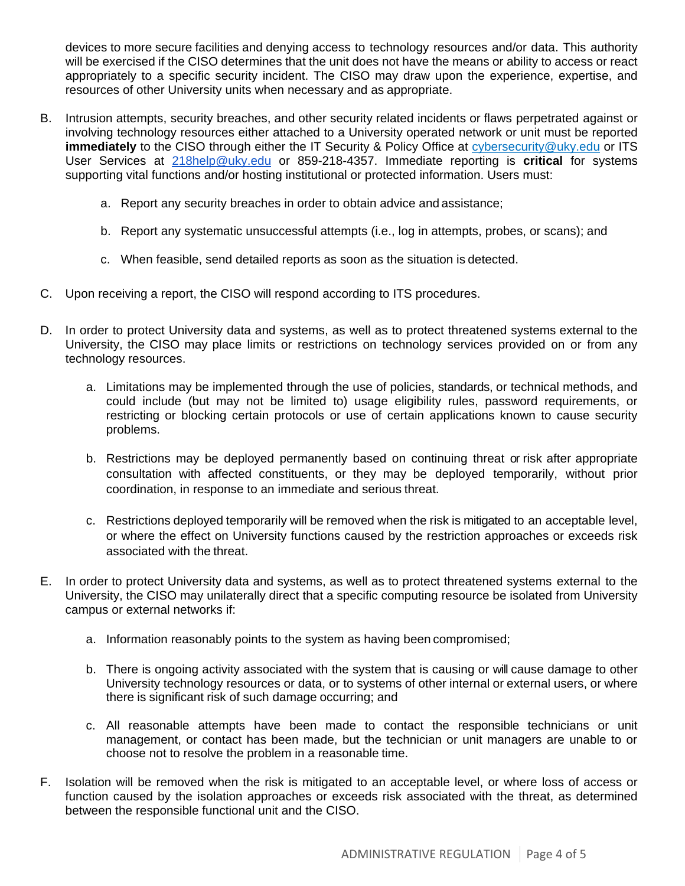devices to more secure facilities and denying access to technology resources and/or data. This authority will be exercised if the CISO determines that the unit does not have the means or ability to access or react appropriately to a specific security incident. The CISO may draw upon the experience, expertise, and resources of other University units when necessary and as appropriate.

B. Intrusion attempts, security breaches, and other security related incidents or flaws perpetrated against or involving technology resources either attached to a University operated network or unit must be reported **immediately** to the CISO through either the IT Security & Policy Office at cybersecurity@uky.edu or ITS User Services at 218help@uky.edu or 859-218-4357. Immediate reporting is **critical** for systems supporting vital functions and/or hosting institutional or protected information. Users must:

   a. Report any security breaches in order to obtain advice and assistance;

   b. Report any systematic unsuccessful attempts (i.e., log in attempts, probes, or scans); and

   c. When feasible, send detailed reports as soon as the situation is detected.

C. Upon receiving a report, the CISO will respond according to ITS procedures.

D. In order to protect University data and systems, as well as to protect threatened systems external to the University, the CISO may place limits or restrictions on technology services provided on or from any technology resources.

   a. Limitations may be implemented through the use of policies, standards, or technical methods, and could include (but may not be limited to) usage eligibility rules, password requirements, or restricting or blocking certain protocols or use of certain applications known to cause security problems.

   b. Restrictions may be deployed permanently based on continuing threat or risk after appropriate consultation with affected constituents, or they may be deployed temporarily, without prior coordination, in response to an immediate and serious threat.

   c. Restrictions deployed temporarily will be removed when the risk is mitigated to an acceptable level, or where the effect on University functions caused by the restriction approaches or exceeds risk associated with the threat.

E. In order to protect University data and systems, as well as to protect threatened systems external to the University, the CISO may unilaterally direct that a specific computing resource be isolated from University campus or external networks if:

   a. Information reasonably points to the system as having been compromised;

   b. There is ongoing activity associated with the system that is causing or will cause damage to other University technology resources or data, or to systems of other internal or external users, or where there is significant risk of such damage occurring; and

   c. All reasonable attempts have been made to contact the responsible technicians or unit management, or contact has been made, but the technician or unit managers are unable to or choose not to resolve the problem in a reasonable time.

F. Isolation will be removed when the risk is mitigated to an acceptable level, or where loss of access or function caused by the isolation approaches or exceeds risk associated with the threat, as determined between the responsible functional unit and the CISO.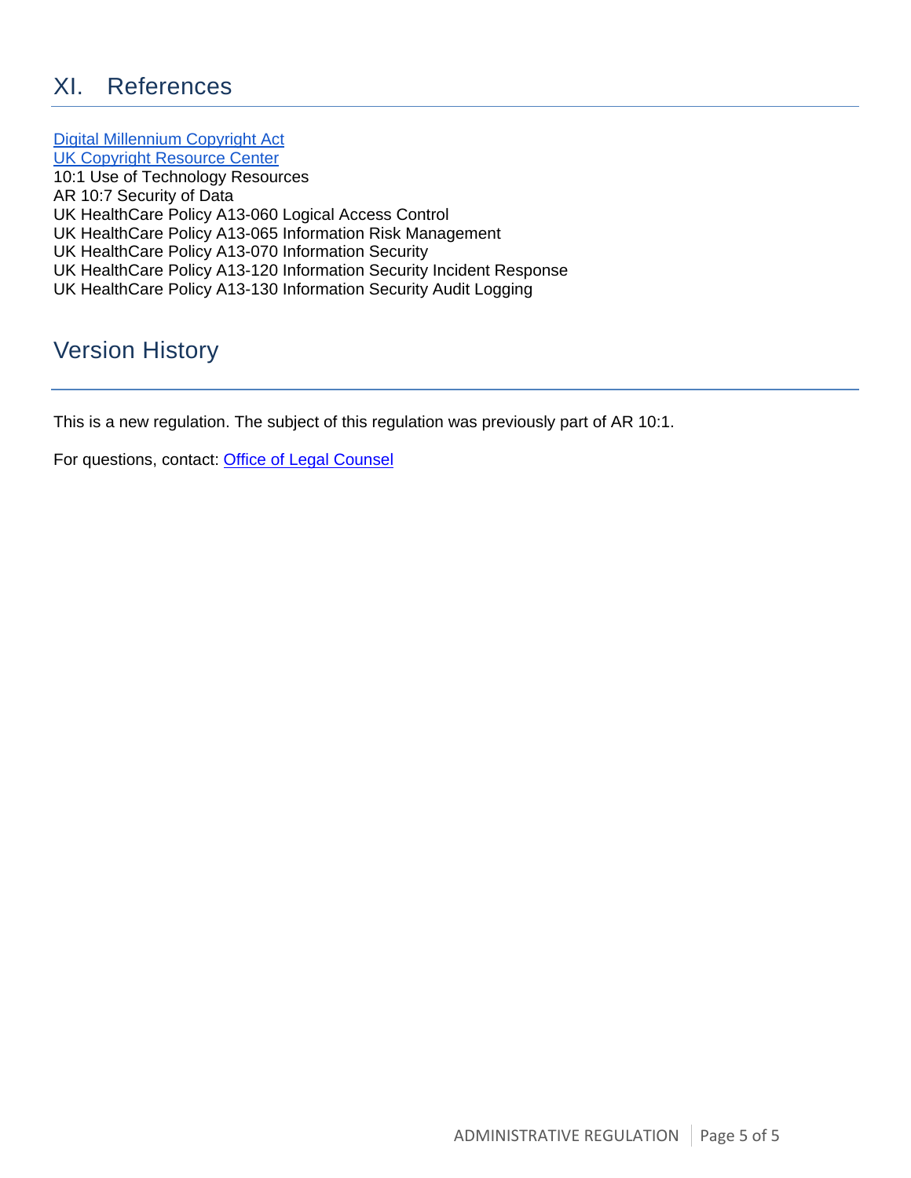## XI. References

Digital Millennium Copyright Act
UK Copyright Resource Center
10:1 Use of Technology Resources
AR 10:7 Security of Data
UK HealthCare Policy A13-060 Logical Access Control
UK HealthCare Policy A13-065 Information Risk Management
UK HealthCare Policy A13-070 Information Security
UK HealthCare Policy A13-120 Information Security Incident Response
UK HealthCare Policy A13-130 Information Security Audit Logging

## Version History

This is a new regulation. The subject of this regulation was previously part of AR 10:1.

For questions, contact: Office of Legal Counsel